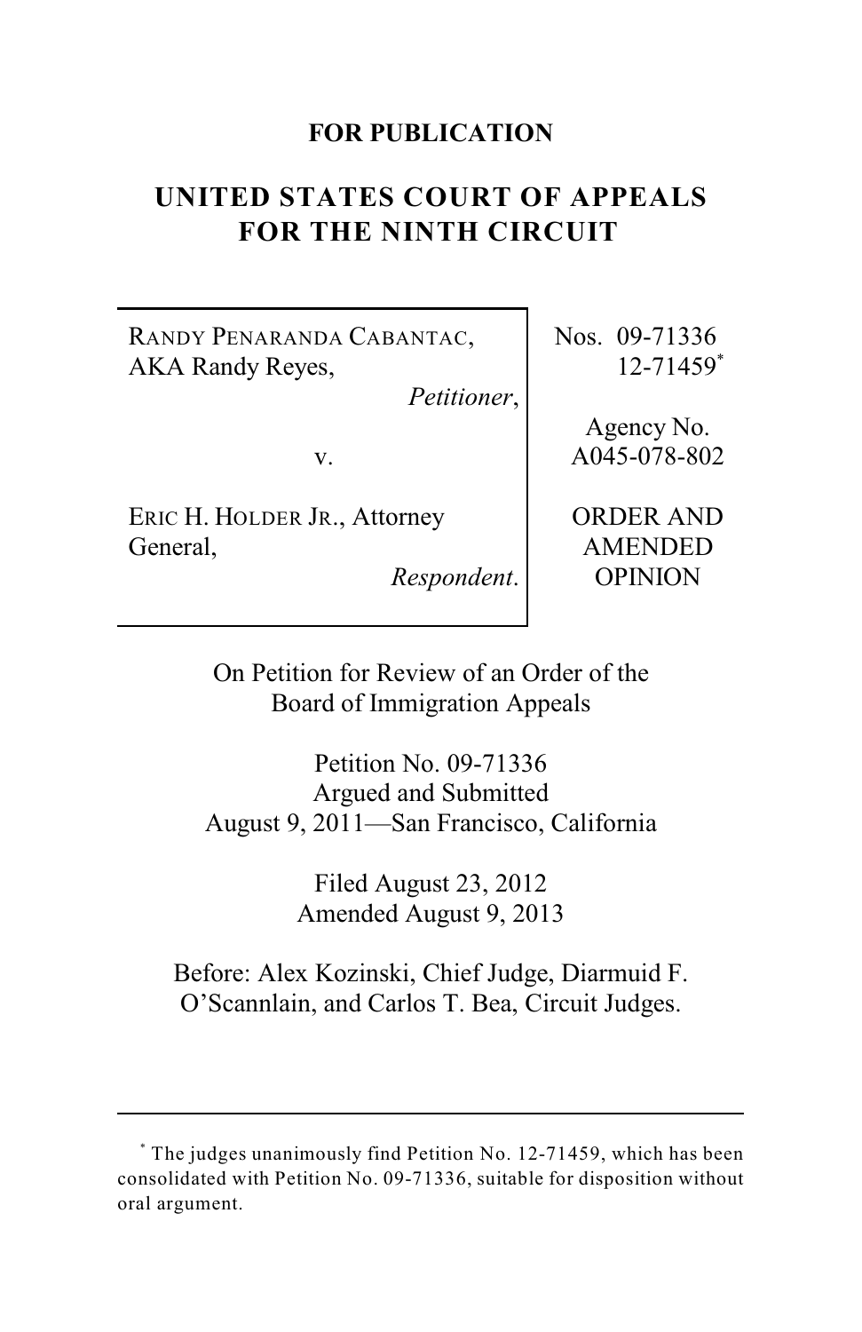**FOR PUBLICATION**

# UNITED STATES COURT OF APPEALS FOR THE NINTH CIRCUIT

RANDY PENARANDA CABANTAC, AKA Randy Reyes,
*Petitioner*,

v.

ERIC H. HOLDER JR., Attorney General,
*Respondent*.

Nos. 09-71336
12-71459*

Agency No.
A045-078-802

ORDER AND AMENDED OPINION

On Petition for Review of an Order of the Board of Immigration Appeals

Petition No. 09-71336
Argued and Submitted
August 9, 2011—San Francisco, California

Filed August 23, 2012
Amended August 9, 2013

Before: Alex Kozinski, Chief Judge, Diarmuid F. O'Scannlain, and Carlos T. Bea, Circuit Judges.

---

* The judges unanimously find Petition No. 12-71459, which has been consolidated with Petition No. 09-71336, suitable for disposition without oral argument.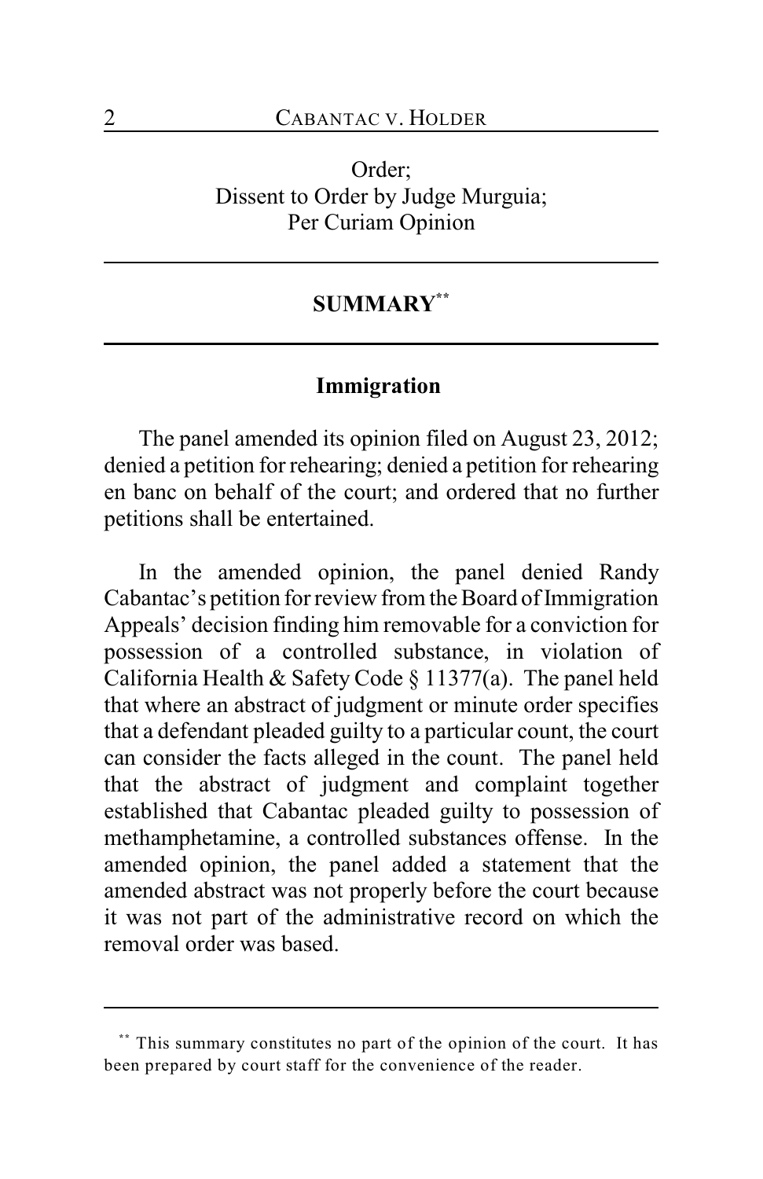Order;
Dissent to Order by Judge Murguia;
Per Curiam Opinion

## SUMMARY[**]

### Immigration

The panel amended its opinion filed on August 23, 2012; denied a petition for rehearing; denied a petition for rehearing en banc on behalf of the court; and ordered that no further petitions shall be entertained.

In the amended opinion, the panel denied Randy Cabantac's petition for review from the Board of Immigration Appeals' decision finding him removable for a conviction for possession of a controlled substance, in violation of California Health & Safety Code § 11377(a). The panel held that where an abstract of judgment or minute order specifies that a defendant pleaded guilty to a particular count, the court can consider the facts alleged in the count. The panel held that the abstract of judgment and complaint together established that Cabantac pleaded guilty to possession of methamphetamine, a controlled substances offense. In the amended opinion, the panel added a statement that the amended abstract was not properly before the court because it was not part of the administrative record on which the removal order was based.

---

[**] This summary constitutes no part of the opinion of the court. It has been prepared by court staff for the convenience of the reader.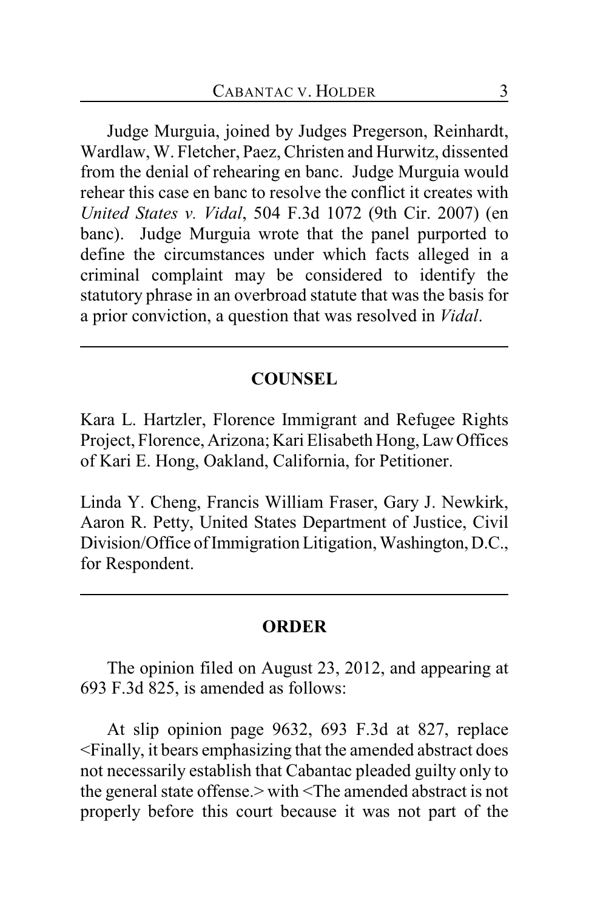Judge Murguia, joined by Judges Pregerson, Reinhardt, Wardlaw, W. Fletcher, Paez, Christen and Hurwitz, dissented from the denial of rehearing en banc. Judge Murguia would rehear this case en banc to resolve the conflict it creates with *United States v. Vidal*, 504 F.3d 1072 (9th Cir. 2007) (en banc). Judge Murguia wrote that the panel purported to define the circumstances under which facts alleged in a criminal complaint may be considered to identify the statutory phrase in an overbroad statute that was the basis for a prior conviction, a question that was resolved in *Vidal*.

---

## COUNSEL

Kara L. Hartzler, Florence Immigrant and Refugee Rights Project, Florence, Arizona; Kari Elisabeth Hong, Law Offices of Kari E. Hong, Oakland, California, for Petitioner.

Linda Y. Cheng, Francis William Fraser, Gary J. Newkirk, Aaron R. Petty, United States Department of Justice, Civil Division/Office of Immigration Litigation, Washington, D.C., for Respondent.

---

## ORDER

The opinion filed on August 23, 2012, and appearing at 693 F.3d 825, is amended as follows:

At slip opinion page 9632, 693 F.3d at 827, replace <Finally, it bears emphasizing that the amended abstract does not necessarily establish that Cabantac pleaded guilty only to the general state offense.> with <The amended abstract is not properly before this court because it was not part of the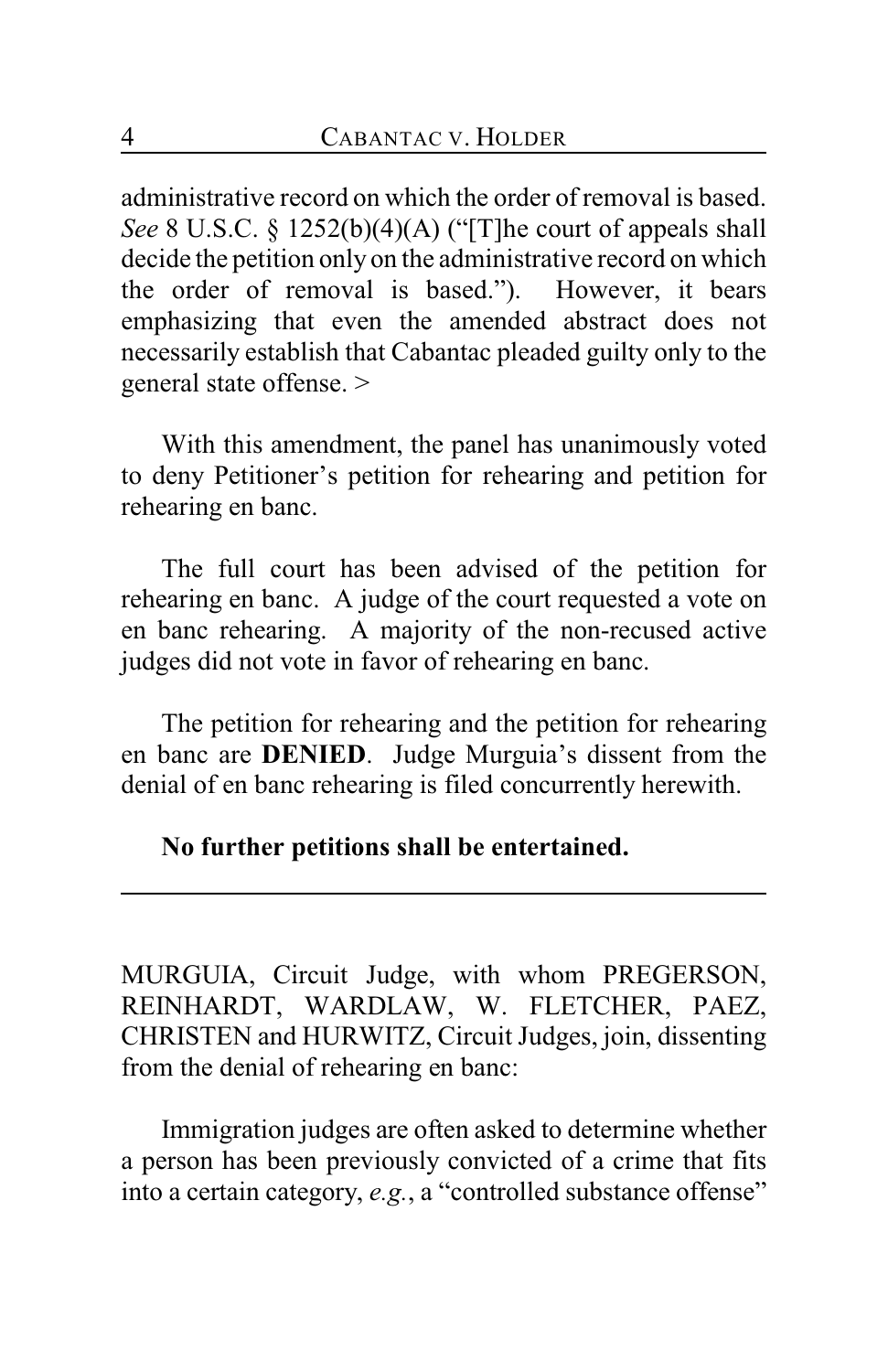administrative record on which the order of removal is based. *See* 8 U.S.C. § 1252(b)(4)(A) ("[T]he court of appeals shall decide the petition only on the administrative record on which the order of removal is based."). However, it bears emphasizing that even the amended abstract does not necessarily establish that Cabantac pleaded guilty only to the general state offense. >

With this amendment, the panel has unanimously voted to deny Petitioner's petition for rehearing and petition for rehearing en banc.

The full court has been advised of the petition for rehearing en banc. A judge of the court requested a vote on en banc rehearing. A majority of the non-recused active judges did not vote in favor of rehearing en banc.

The petition for rehearing and the petition for rehearing en banc are **DENIED**. Judge Murguia's dissent from the denial of en banc rehearing is filed concurrently herewith.

**No further petitions shall be entertained.**

---

MURGUIA, Circuit Judge, with whom PREGERSON, REINHARDT, WARDLAW, W. FLETCHER, PAEZ, CHRISTEN and HURWITZ, Circuit Judges, join, dissenting from the denial of rehearing en banc:

Immigration judges are often asked to determine whether a person has been previously convicted of a crime that fits into a certain category, *e.g.*, a "controlled substance offense"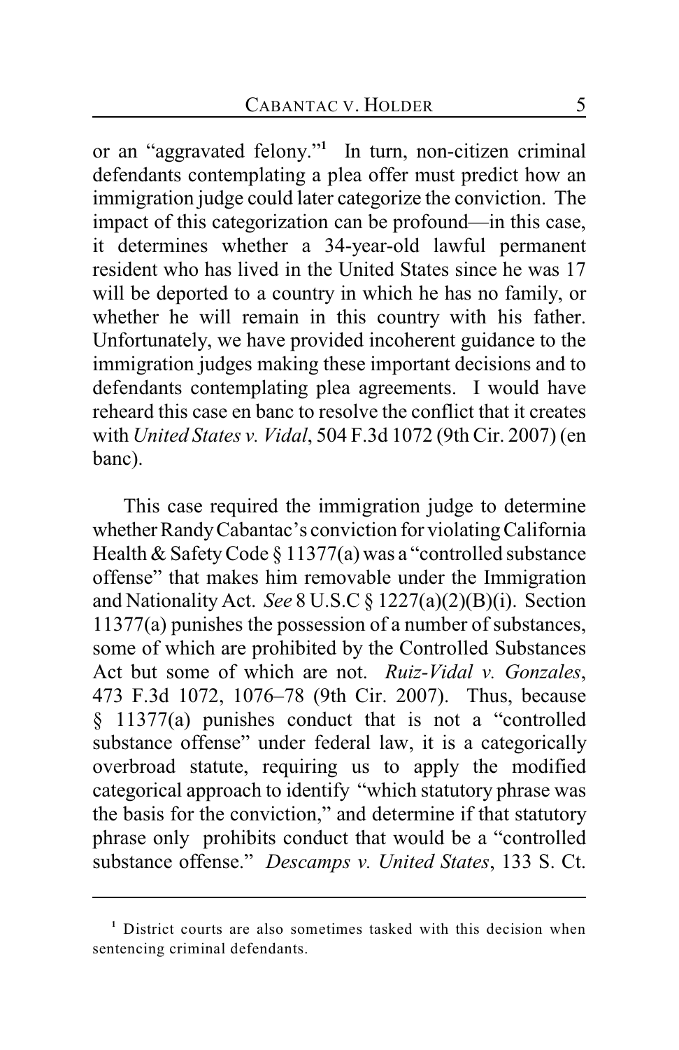or an "aggravated felony."[1] In turn, non-citizen criminal defendants contemplating a plea offer must predict how an immigration judge could later categorize the conviction. The impact of this categorization can be profound—in this case, it determines whether a 34-year-old lawful permanent resident who has lived in the United States since he was 17 will be deported to a country in which he has no family, or whether he will remain in this country with his father. Unfortunately, we have provided incoherent guidance to the immigration judges making these important decisions and to defendants contemplating plea agreements. I would have reheard this case en banc to resolve the conflict that it creates with *United States v. Vidal*, 504 F.3d 1072 (9th Cir. 2007) (en banc).

This case required the immigration judge to determine whether Randy Cabantac's conviction for violating California Health & Safety Code § 11377(a) was a "controlled substance offense" that makes him removable under the Immigration and Nationality Act. *See* 8 U.S.C § 1227(a)(2)(B)(i). Section 11377(a) punishes the possession of a number of substances, some of which are prohibited by the Controlled Substances Act but some of which are not. *Ruiz-Vidal v. Gonzales*, 473 F.3d 1072, 1076–78 (9th Cir. 2007). Thus, because § 11377(a) punishes conduct that is not a "controlled substance offense" under federal law, it is a categorically overbroad statute, requiring us to apply the modified categorical approach to identify "which statutory phrase was the basis for the conviction," and determine if that statutory phrase only prohibits conduct that would be a "controlled substance offense." *Descamps v. United States*, 133 S. Ct.

---

[1] District courts are also sometimes tasked with this decision when sentencing criminal defendants.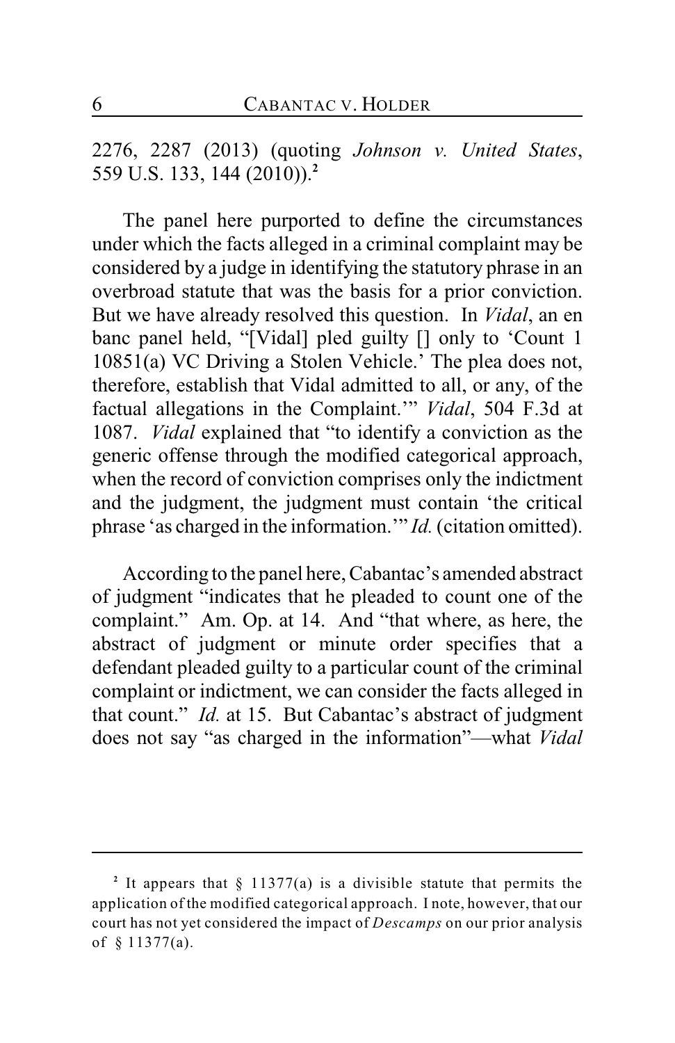2276, 2287 (2013) (quoting *Johnson v. United States*, 559 U.S. 133, 144 (2010)).[2]

The panel here purported to define the circumstances under which the facts alleged in a criminal complaint may be considered by a judge in identifying the statutory phrase in an overbroad statute that was the basis for a prior conviction. But we have already resolved this question. In *Vidal*, an en banc panel held, "[Vidal] pled guilty [] only to 'Count 1 10851(a) VC Driving a Stolen Vehicle.' The plea does not, therefore, establish that Vidal admitted to all, or any, of the factual allegations in the Complaint.'" *Vidal*, 504 F.3d at 1087. *Vidal* explained that "to identify a conviction as the generic offense through the modified categorical approach, when the record of conviction comprises only the indictment and the judgment, the judgment must contain 'the critical phrase 'as charged in the information.'" *Id.* (citation omitted).

According to the panel here, Cabantac's amended abstract of judgment "indicates that he pleaded to count one of the complaint." Am. Op. at 14. And "that where, as here, the abstract of judgment or minute order specifies that a defendant pleaded guilty to a particular count of the criminal complaint or indictment, we can consider the facts alleged in that count." *Id.* at 15. But Cabantac's abstract of judgment does not say "as charged in the information"—what *Vidal*

---

[2] It appears that § 11377(a) is a divisible statute that permits the application of the modified categorical approach. I note, however, that our court has not yet considered the impact of *Descamps* on our prior analysis of § 11377(a).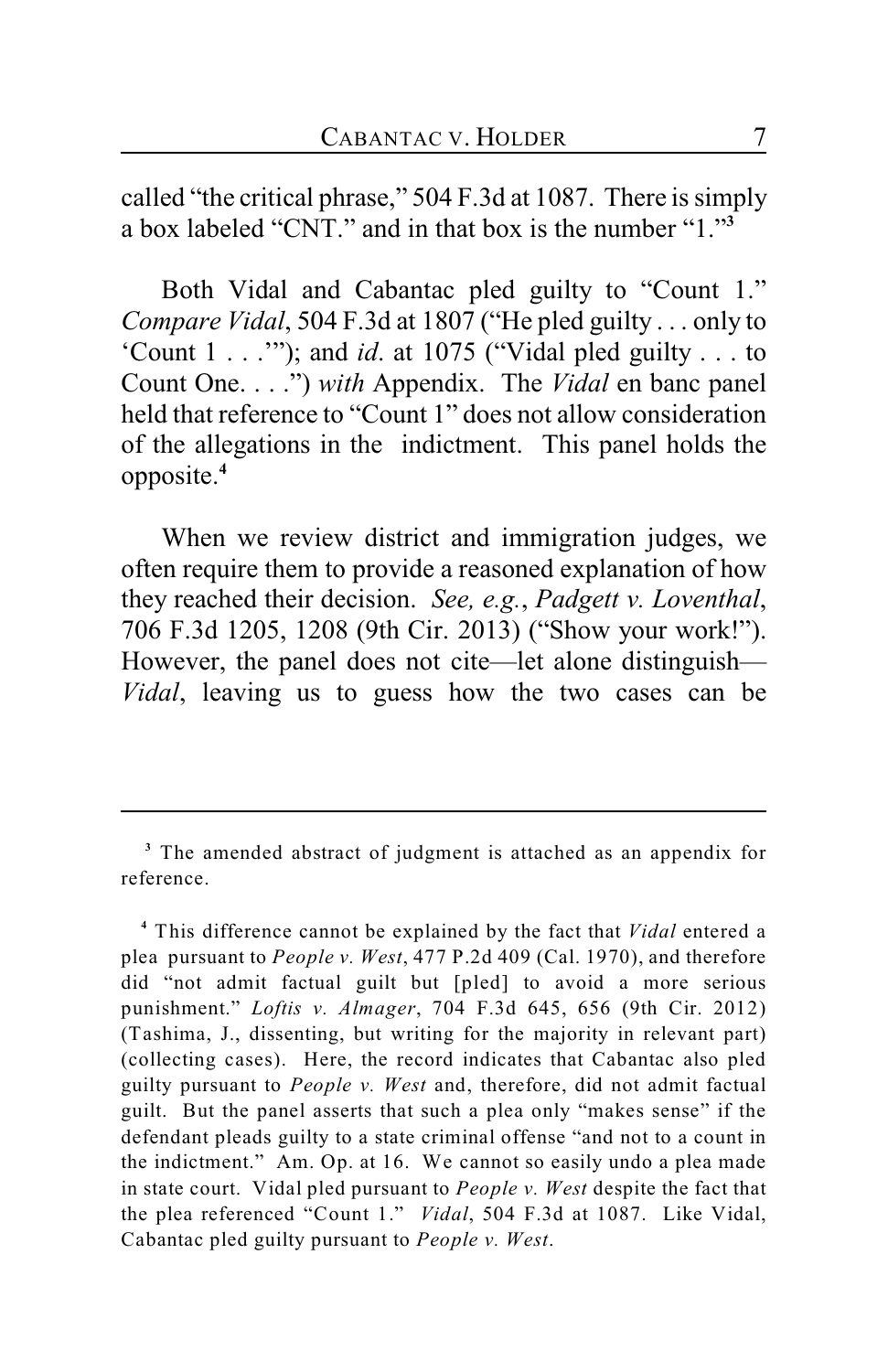called "the critical phrase," 504 F.3d at 1087. There is simply a box labeled "CNT." and in that box is the number "1."[3]

Both Vidal and Cabantac pled guilty to "Count 1." *Compare Vidal*, 504 F.3d at 1807 ("He pled guilty . . . only to 'Count 1 . . .'"); and *id.* at 1075 ("Vidal pled guilty . . . to Count One. . . .") *with* Appendix. The *Vidal* en banc panel held that reference to "Count 1" does not allow consideration of the allegations in the indictment. This panel holds the opposite.[4]

When we review district and immigration judges, we often require them to provide a reasoned explanation of how they reached their decision. *See, e.g.*, *Padgett v. Loventhal*, 706 F.3d 1205, 1208 (9th Cir. 2013) ("Show your work!"). However, the panel does not cite—let alone distinguish—*Vidal*, leaving us to guess how the two cases can be

---

[3] The amended abstract of judgment is attached as an appendix for reference.

[4] This difference cannot be explained by the fact that *Vidal* entered a plea pursuant to *People v. West*, 477 P.2d 409 (Cal. 1970), and therefore did "not admit factual guilt but [pled] to avoid a more serious punishment." *Loftis v. Almager*, 704 F.3d 645, 656 (9th Cir. 2012) (Tashima, J., dissenting, but writing for the majority in relevant part) (collecting cases). Here, the record indicates that Cabantac also pled guilty pursuant to *People v. West* and, therefore, did not admit factual guilt. But the panel asserts that such a plea only "makes sense" if the defendant pleads guilty to a state criminal offense "and not to a count in the indictment." Am. Op. at 16. We cannot so easily undo a plea made in state court. Vidal pled pursuant to *People v. West* despite the fact that the plea referenced "Count 1." *Vidal*, 504 F.3d at 1087. Like Vidal, Cabantac pled guilty pursuant to *People v. West*.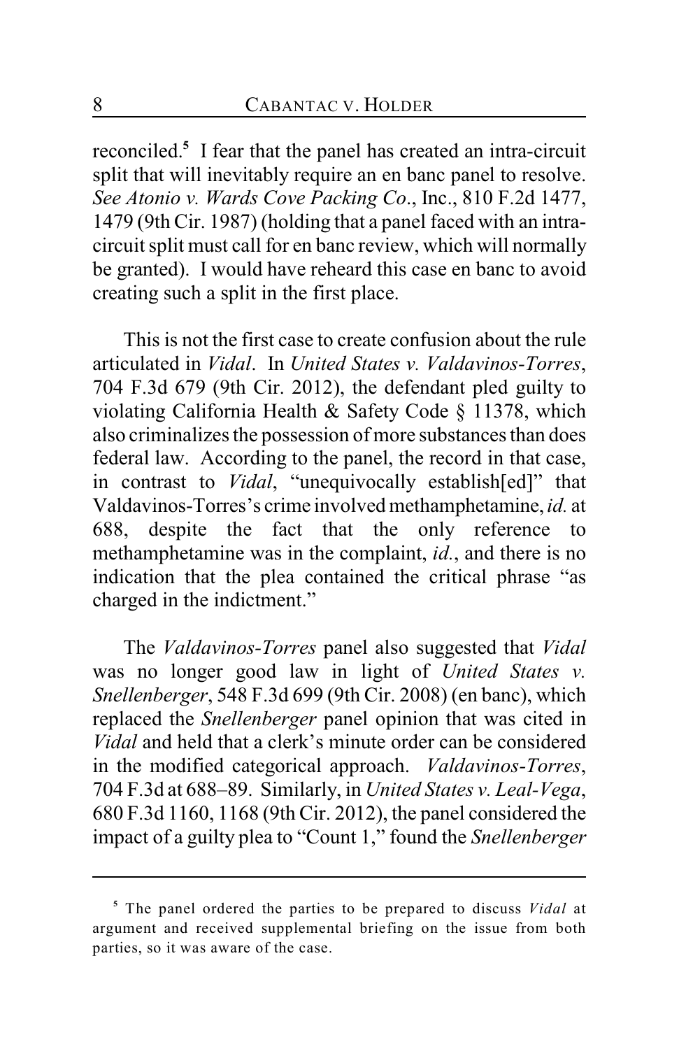reconciled.[5] I fear that the panel has created an intra-circuit split that will inevitably require an en banc panel to resolve. *See Atonio v. Wards Cove Packing Co*., Inc., 810 F.2d 1477, 1479 (9th Cir. 1987) (holding that a panel faced with an intra-circuit split must call for en banc review, which will normally be granted). I would have reheard this case en banc to avoid creating such a split in the first place.

This is not the first case to create confusion about the rule articulated in *Vidal*. In *United States v. Valdavinos-Torres*, 704 F.3d 679 (9th Cir. 2012), the defendant pled guilty to violating California Health & Safety Code § 11378, which also criminalizes the possession of more substances than does federal law. According to the panel, the record in that case, in contrast to *Vidal*, "unequivocally establish[ed]" that Valdavinos-Torres's crime involved methamphetamine, *id.* at 688, despite the fact that the only reference to methamphetamine was in the complaint, *id.*, and there is no indication that the plea contained the critical phrase "as charged in the indictment."

The *Valdavinos-Torres* panel also suggested that *Vidal* was no longer good law in light of *United States v. Snellenberger*, 548 F.3d 699 (9th Cir. 2008) (en banc), which replaced the *Snellenberger* panel opinion that was cited in *Vidal* and held that a clerk's minute order can be considered in the modified categorical approach. *Valdavinos-Torres*, 704 F.3d at 688–89. Similarly, in *United States v. Leal-Vega*, 680 F.3d 1160, 1168 (9th Cir. 2012), the panel considered the impact of a guilty plea to "Count 1," found the *Snellenberger*

---

[5] The panel ordered the parties to be prepared to discuss *Vidal* at argument and received supplemental briefing on the issue from both parties, so it was aware of the case.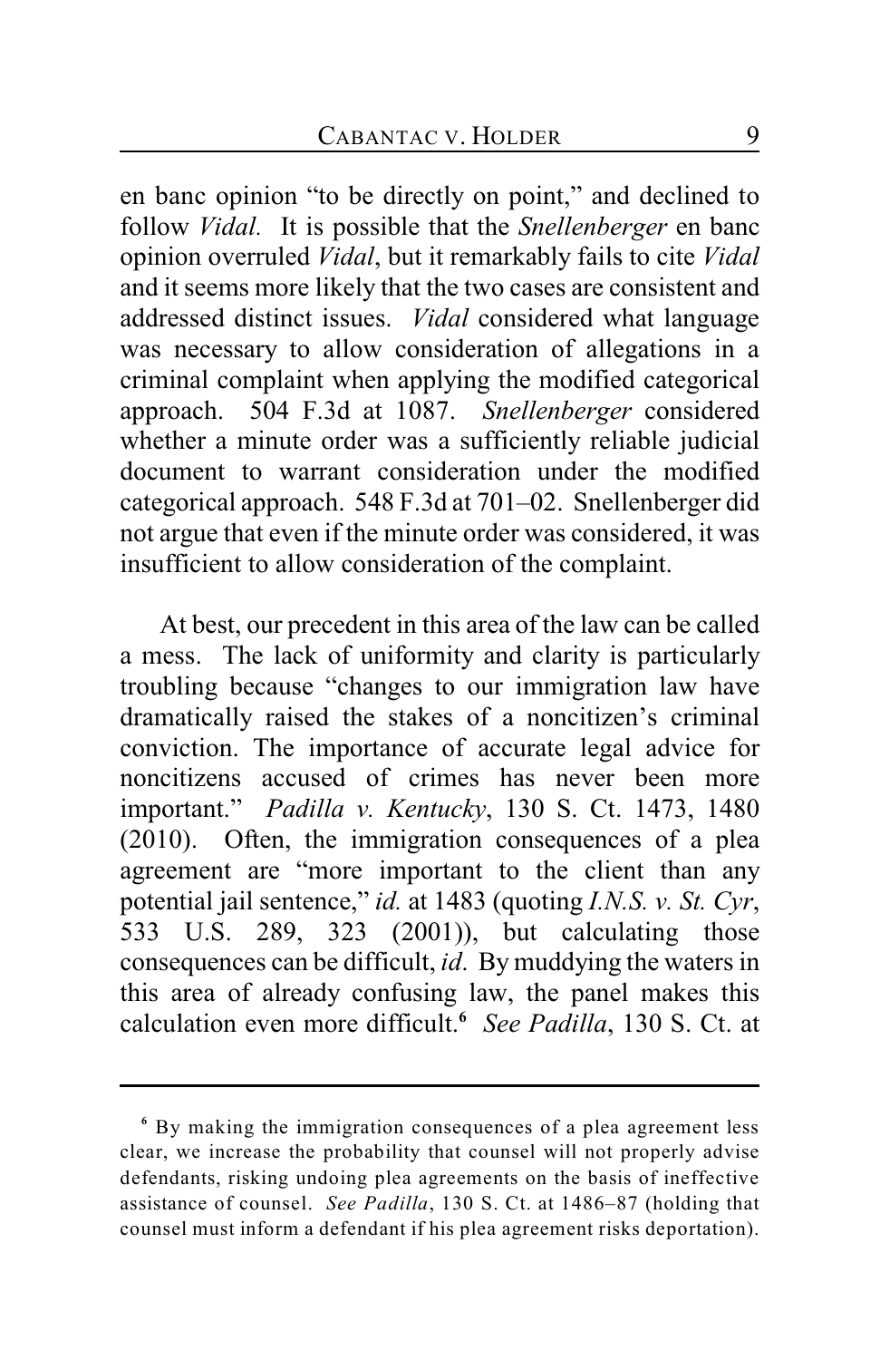en banc opinion "to be directly on point," and declined to follow *Vidal*. It is possible that the *Snellenberger* en banc opinion overruled *Vidal*, but it remarkably fails to cite *Vidal* and it seems more likely that the two cases are consistent and addressed distinct issues. *Vidal* considered what language was necessary to allow consideration of allegations in a criminal complaint when applying the modified categorical approach. 504 F.3d at 1087. *Snellenberger* considered whether a minute order was a sufficiently reliable judicial document to warrant consideration under the modified categorical approach. 548 F.3d at 701–02. Snellenberger did not argue that even if the minute order was considered, it was insufficient to allow consideration of the complaint.

At best, our precedent in this area of the law can be called a mess. The lack of uniformity and clarity is particularly troubling because "changes to our immigration law have dramatically raised the stakes of a noncitizen's criminal conviction. The importance of accurate legal advice for noncitizens accused of crimes has never been more important." *Padilla v. Kentucky*, 130 S. Ct. 1473, 1480 (2010). Often, the immigration consequences of a plea agreement are "more important to the client than any potential jail sentence," *id.* at 1483 (quoting *I.N.S. v. St. Cyr*, 533 U.S. 289, 323 (2001)), but calculating those consequences can be difficult, *id*. By muddying the waters in this area of already confusing law, the panel makes this calculation even more difficult.[6] *See Padilla*, 130 S. Ct. at

---

[6] By making the immigration consequences of a plea agreement less clear, we increase the probability that counsel will not properly advise defendants, risking undoing plea agreements on the basis of ineffective assistance of counsel. *See Padilla*, 130 S. Ct. at 1486–87 (holding that counsel must inform a defendant if his plea agreement risks deportation).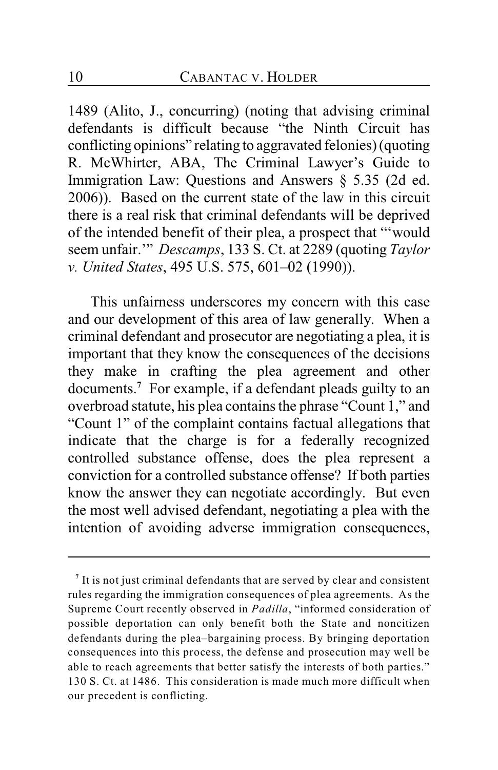1489 (Alito, J., concurring) (noting that advising criminal defendants is difficult because "the Ninth Circuit has conflicting opinions" relating to aggravated felonies) (quoting R. McWhirter, ABA, The Criminal Lawyer's Guide to Immigration Law: Questions and Answers § 5.35 (2d ed. 2006)). Based on the current state of the law in this circuit there is a real risk that criminal defendants will be deprived of the intended benefit of their plea, a prospect that "'would seem unfair.'" *Descamps*, 133 S. Ct. at 2289 (quoting *Taylor v. United States*, 495 U.S. 575, 601–02 (1990)).

This unfairness underscores my concern with this case and our development of this area of law generally. When a criminal defendant and prosecutor are negotiating a plea, it is important that they know the consequences of the decisions they make in crafting the plea agreement and other documents.[7] For example, if a defendant pleads guilty to an overbroad statute, his plea contains the phrase "Count 1," and "Count 1" of the complaint contains factual allegations that indicate that the charge is for a federally recognized controlled substance offense, does the plea represent a conviction for a controlled substance offense? If both parties know the answer they can negotiate accordingly. But even the most well advised defendant, negotiating a plea with the intention of avoiding adverse immigration consequences,

---

[7] It is not just criminal defendants that are served by clear and consistent rules regarding the immigration consequences of plea agreements. As the Supreme Court recently observed in *Padilla*, "informed consideration of possible deportation can only benefit both the State and noncitizen defendants during the plea–bargaining process. By bringing deportation consequences into this process, the defense and prosecution may well be able to reach agreements that better satisfy the interests of both parties." 130 S. Ct. at 1486. This consideration is made much more difficult when our precedent is conflicting.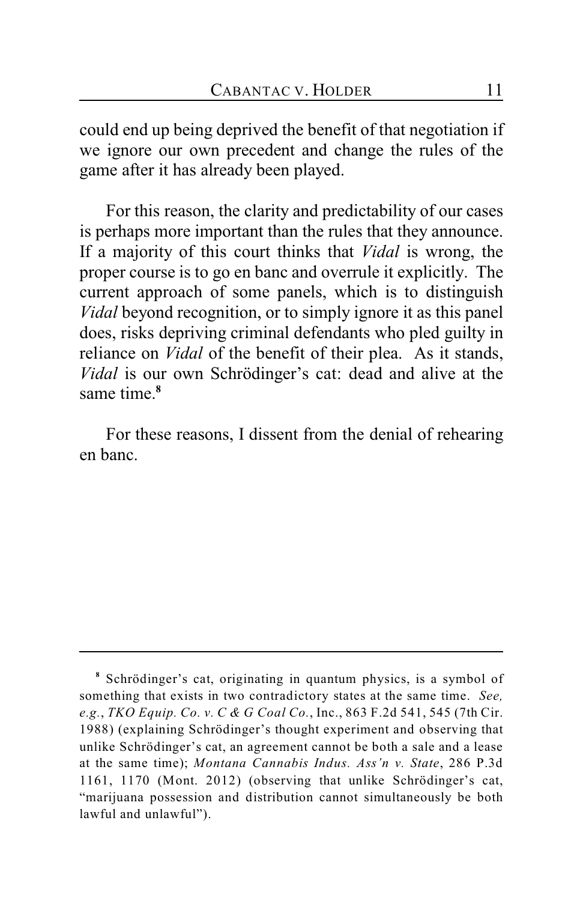could end up being deprived the benefit of that negotiation if we ignore our own precedent and change the rules of the game after it has already been played.

For this reason, the clarity and predictability of our cases is perhaps more important than the rules that they announce. If a majority of this court thinks that *Vidal* is wrong, the proper course is to go en banc and overrule it explicitly. The current approach of some panels, which is to distinguish *Vidal* beyond recognition, or to simply ignore it as this panel does, risks depriving criminal defendants who pled guilty in reliance on *Vidal* of the benefit of their plea. As it stands, *Vidal* is our own Schrödinger's cat: dead and alive at the same time.[8]

For these reasons, I dissent from the denial of rehearing en banc.

---

[8] Schrödinger's cat, originating in quantum physics, is a symbol of something that exists in two contradictory states at the same time. *See, e.g.*, *TKO Equip. Co. v. C & G Coal Co.*, Inc., 863 F.2d 541, 545 (7th Cir. 1988) (explaining Schrödinger's thought experiment and observing that unlike Schrödinger's cat, an agreement cannot be both a sale and a lease at the same time); *Montana Cannabis Indus. Ass'n v. State*, 286 P.3d 1161, 1170 (Mont. 2012) (observing that unlike Schrödinger's cat, "marijuana possession and distribution cannot simultaneously be both lawful and unlawful").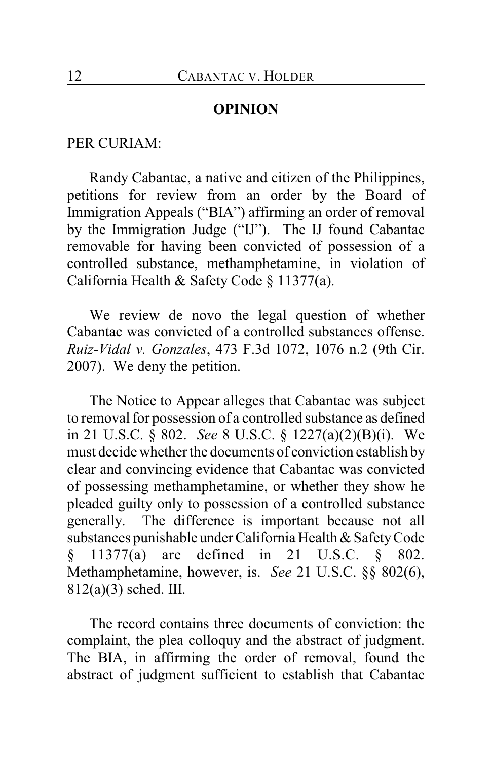## OPINION

PER CURIAM:

Randy Cabantac, a native and citizen of the Philippines, petitions for review from an order by the Board of Immigration Appeals ("BIA") affirming an order of removal by the Immigration Judge ("IJ"). The IJ found Cabantac removable for having been convicted of possession of a controlled substance, methamphetamine, in violation of California Health & Safety Code § 11377(a).

We review de novo the legal question of whether Cabantac was convicted of a controlled substances offense. *Ruiz-Vidal v. Gonzales*, 473 F.3d 1072, 1076 n.2 (9th Cir. 2007). We deny the petition.

The Notice to Appear alleges that Cabantac was subject to removal for possession of a controlled substance as defined in 21 U.S.C. § 802. *See* 8 U.S.C. § 1227(a)(2)(B)(i). We must decide whether the documents of conviction establish by clear and convincing evidence that Cabantac was convicted of possessing methamphetamine, or whether they show he pleaded guilty only to possession of a controlled substance generally. The difference is important because not all substances punishable under California Health & Safety Code § 11377(a) are defined in 21 U.S.C. § 802. Methamphetamine, however, is. *See* 21 U.S.C. §§ 802(6), 812(a)(3) sched. III.

The record contains three documents of conviction: the complaint, the plea colloquy and the abstract of judgment. The BIA, in affirming the order of removal, found the abstract of judgment sufficient to establish that Cabantac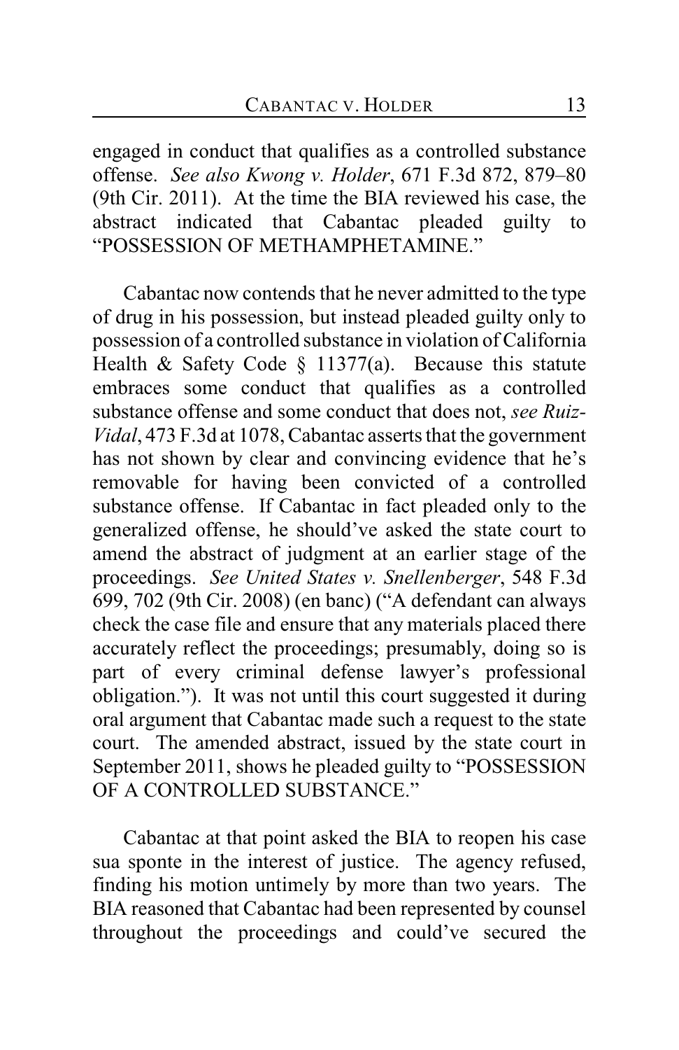engaged in conduct that qualifies as a controlled substance offense. *See also Kwong v. Holder*, 671 F.3d 872, 879–80 (9th Cir. 2011). At the time the BIA reviewed his case, the abstract indicated that Cabantac pleaded guilty to "POSSESSION OF METHAMPHETAMINE."

Cabantac now contends that he never admitted to the type of drug in his possession, but instead pleaded guilty only to possession of a controlled substance in violation of California Health & Safety Code § 11377(a). Because this statute embraces some conduct that qualifies as a controlled substance offense and some conduct that does not, *see Ruiz-Vidal*, 473 F.3d at 1078, Cabantac asserts that the government has not shown by clear and convincing evidence that he's removable for having been convicted of a controlled substance offense. If Cabantac in fact pleaded only to the generalized offense, he should've asked the state court to amend the abstract of judgment at an earlier stage of the proceedings. *See United States v. Snellenberger*, 548 F.3d 699, 702 (9th Cir. 2008) (en banc) ("A defendant can always check the case file and ensure that any materials placed there accurately reflect the proceedings; presumably, doing so is part of every criminal defense lawyer's professional obligation."). It was not until this court suggested it during oral argument that Cabantac made such a request to the state court. The amended abstract, issued by the state court in September 2011, shows he pleaded guilty to "POSSESSION OF A CONTROLLED SUBSTANCE."

Cabantac at that point asked the BIA to reopen his case sua sponte in the interest of justice. The agency refused, finding his motion untimely by more than two years. The BIA reasoned that Cabantac had been represented by counsel throughout the proceedings and could've secured the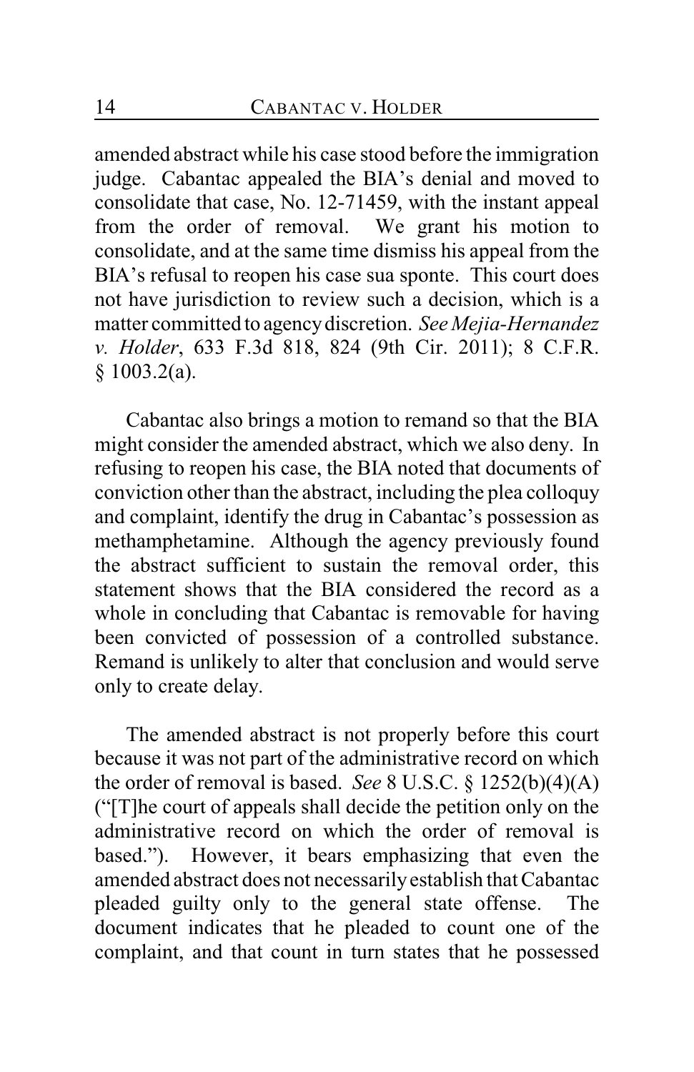amended abstract while his case stood before the immigration judge. Cabantac appealed the BIA's denial and moved to consolidate that case, No. 12-71459, with the instant appeal from the order of removal. We grant his motion to consolidate, and at the same time dismiss his appeal from the BIA's refusal to reopen his case sua sponte. This court does not have jurisdiction to review such a decision, which is a matter committed to agency discretion. *See Mejia-Hernandez v. Holder*, 633 F.3d 818, 824 (9th Cir. 2011); 8 C.F.R. § 1003.2(a).

Cabantac also brings a motion to remand so that the BIA might consider the amended abstract, which we also deny. In refusing to reopen his case, the BIA noted that documents of conviction other than the abstract, including the plea colloquy and complaint, identify the drug in Cabantac's possession as methamphetamine. Although the agency previously found the abstract sufficient to sustain the removal order, this statement shows that the BIA considered the record as a whole in concluding that Cabantac is removable for having been convicted of possession of a controlled substance. Remand is unlikely to alter that conclusion and would serve only to create delay.

The amended abstract is not properly before this court because it was not part of the administrative record on which the order of removal is based. *See* 8 U.S.C. § 1252(b)(4)(A) ("[T]he court of appeals shall decide the petition only on the administrative record on which the order of removal is based."). However, it bears emphasizing that even the amended abstract does not necessarily establish that Cabantac pleaded guilty only to the general state offense. The document indicates that he pleaded to count one of the complaint, and that count in turn states that he possessed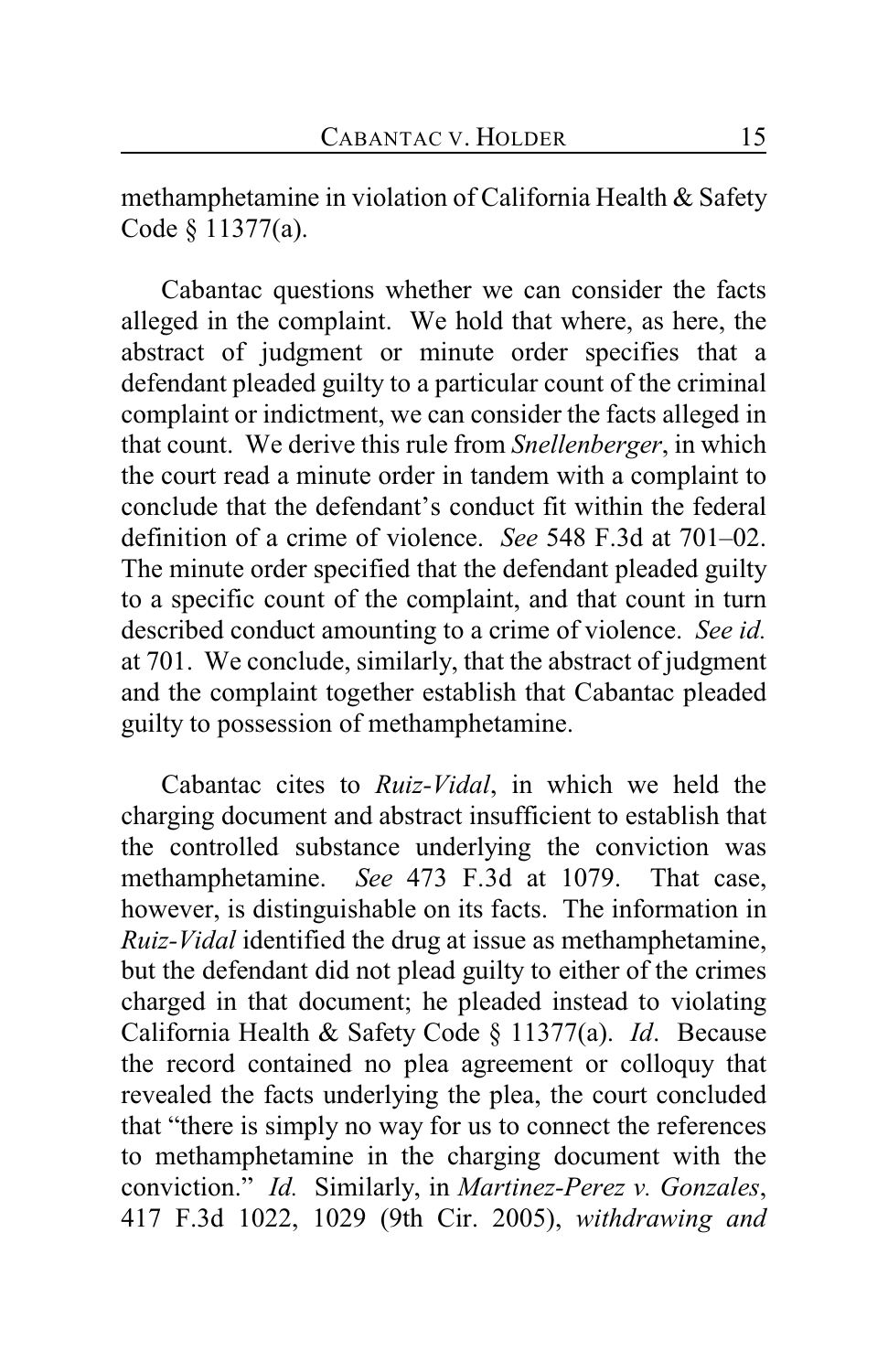methamphetamine in violation of California Health & Safety Code § 11377(a).

Cabantac questions whether we can consider the facts alleged in the complaint. We hold that where, as here, the abstract of judgment or minute order specifies that a defendant pleaded guilty to a particular count of the criminal complaint or indictment, we can consider the facts alleged in that count. We derive this rule from *Snellenberger*, in which the court read a minute order in tandem with a complaint to conclude that the defendant's conduct fit within the federal definition of a crime of violence. *See* 548 F.3d at 701–02. The minute order specified that the defendant pleaded guilty to a specific count of the complaint, and that count in turn described conduct amounting to a crime of violence. *See id.* at 701. We conclude, similarly, that the abstract of judgment and the complaint together establish that Cabantac pleaded guilty to possession of methamphetamine.

Cabantac cites to *Ruiz-Vidal*, in which we held the charging document and abstract insufficient to establish that the controlled substance underlying the conviction was methamphetamine. *See* 473 F.3d at 1079. That case, however, is distinguishable on its facts. The information in *Ruiz-Vidal* identified the drug at issue as methamphetamine, but the defendant did not plead guilty to either of the crimes charged in that document; he pleaded instead to violating California Health & Safety Code § 11377(a). *Id*. Because the record contained no plea agreement or colloquy that revealed the facts underlying the plea, the court concluded that "there is simply no way for us to connect the references to methamphetamine in the charging document with the conviction." *Id.* Similarly, in *Martinez-Perez v. Gonzales*, 417 F.3d 1022, 1029 (9th Cir. 2005), *withdrawing and*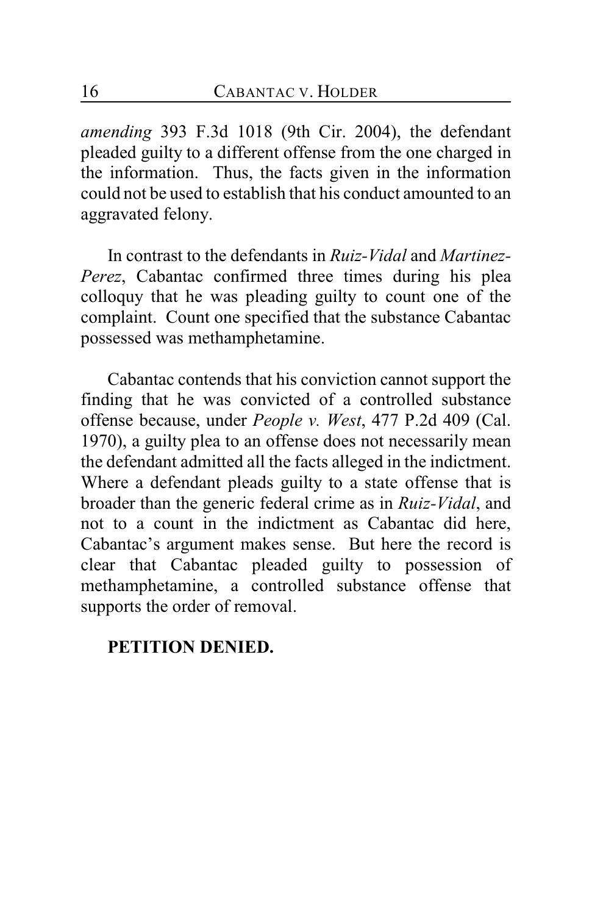*amending* 393 F.3d 1018 (9th Cir. 2004), the defendant pleaded guilty to a different offense from the one charged in the information. Thus, the facts given in the information could not be used to establish that his conduct amounted to an aggravated felony.

In contrast to the defendants in *Ruiz-Vidal* and *Martinez-Perez*, Cabantac confirmed three times during his plea colloquy that he was pleading guilty to count one of the complaint. Count one specified that the substance Cabantac possessed was methamphetamine.

Cabantac contends that his conviction cannot support the finding that he was convicted of a controlled substance offense because, under *People v. West*, 477 P.2d 409 (Cal. 1970), a guilty plea to an offense does not necessarily mean the defendant admitted all the facts alleged in the indictment. Where a defendant pleads guilty to a state offense that is broader than the generic federal crime as in *Ruiz-Vidal*, and not to a count in the indictment as Cabantac did here, Cabantac's argument makes sense. But here the record is clear that Cabantac pleaded guilty to possession of methamphetamine, a controlled substance offense that supports the order of removal.

**PETITION DENIED.**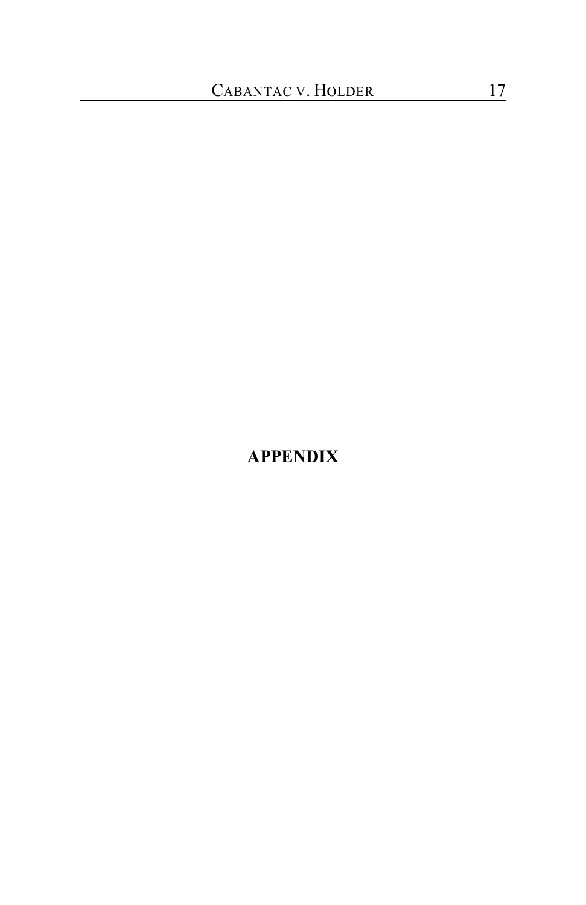## APPENDIX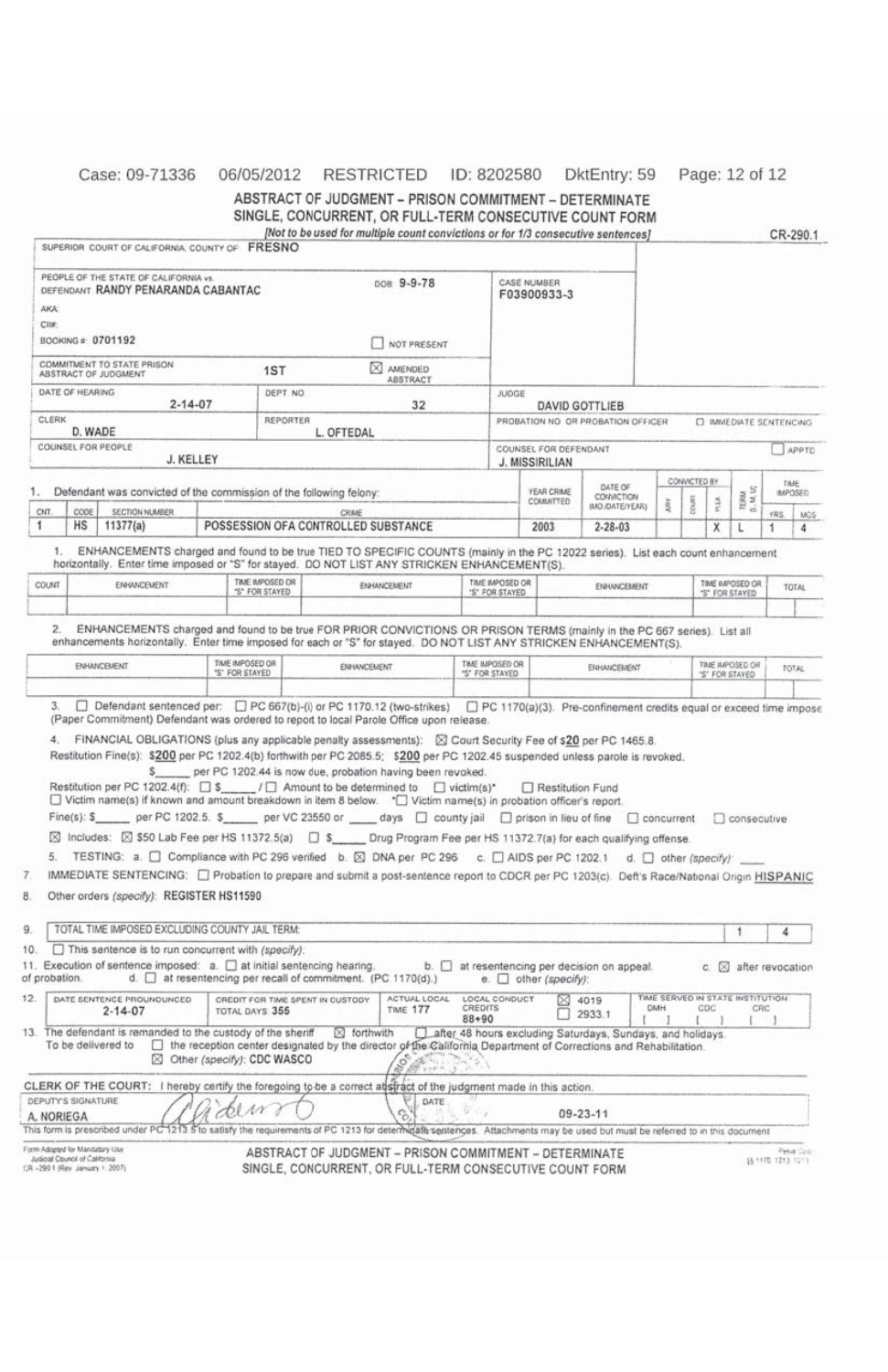# ABSTRACT OF JUDGMENT – PRISON COMMITMENT – DETERMINATE
## SINGLE, CONCURRENT, OR FULL-TERM CONSECUTIVE COUNT FORM

*[Not to be used for multiple count convictions or for 1/3 consecutive sentences]*

CR-290.1

SUPERIOR COURT OF CALIFORNIA, COUNTY OF **FRESNO**

| | | | |
|---|---|---|---|
| PEOPLE OF THE STATE OF CALIFORNIA vs. DEFENDANT: **RANDY PENARANDA CABANTAC** | | DOB **9-9-78** | CASE NUMBER **F03900933-3** |
| AKA: | | | |
| CII#: | | | |
| BOOKING #: **0701192** | | ☐ NOT PRESENT | |
| COMMITMENT TO STATE PRISON ABSTRACT OF JUDGMENT | **1ST** | ☒ AMENDED ABSTRACT | |
| DATE OF HEARING **2-14-07** | DEPT NO. **32** | | JUDGE **DAVID GOTTLIEB** |
| CLERK **D. WADE** | REPORTER **L. OFTEDAL** | | PROBATION NO. OR PROBATION OFFICER ☐ IMMEDIATE SENTENCING |
| COUNSEL FOR PEOPLE **J. KELLEY** | | | COUNSEL FOR DEFENDANT **J. MISSIRILIAN** ☐ APPT'D |

1. Defendant was convicted of the commission of the following felony:

| CNT. | CODE | SECTION NUMBER | CRIME | YEAR CRIME COMMITTED | DATE OF CONVICTION (MO./DATE/YEAR) | CONVICTED BY JURY | COURT | PLEA | TERM (L, M, U) | TIME IMPOSED YRS. | MOS. |
|---|---|---|---|---|---|---|---|---|---|---|---|
| 1 | HS | 11377(a) | POSSESSION OFA CONTROLLED SUBSTANCE | 2003 | 2-28-03 | | | X | L | 1 | 4 |

1. ENHANCEMENTS charged and found to be true TIED TO SPECIFIC COUNTS (mainly in the PC 12022 series). List each count enhancement horizontally. Enter time imposed or "S" for stayed. DO NOT LIST ANY STRICKEN ENHANCEMENT(S).

| COUNT | ENHANCEMENT | TIME IMPOSED OR "S" FOR STAYED | ENHANCEMENT | TIME IMPOSED OR "S" FOR STAYED | ENHANCEMENT | TIME IMPOSED OR "S" FOR STAYED | TOTAL |
|---|---|---|---|---|---|---|---|
| | | | | | | | |

2. ENHANCEMENTS charged and found to be true FOR PRIOR CONVICTIONS OR PRISON TERMS (mainly in the PC 667 series). List all enhancements horizontally. Enter time imposed for each or "S" for stayed. DO NOT LIST ANY STRICKEN ENHANCEMENT(S).

| ENHANCEMENT | TIME IMPOSED OR "S" FOR STAYED | ENHANCEMENT | TIME IMPOSED OR "S" FOR STAYED | ENHANCEMENT | TIME IMPOSED OR "S" FOR STAYED | TOTAL |
|---|---|---|---|---|---|---|
| | | | | | | |

3. ☐ Defendant sentenced per: ☐ PC 667(b)-(i) or PC 1170.12 (two-strikes) ☐ PC 1170(a)(3). Pre-confinement credits equal or exceed time impose (Paper Commitment) Defendant was ordered to report to local Parole Office upon release.

4. FINANCIAL OBLIGATIONS (plus any applicable penalty assessments): ☒ Court Security Fee of $**20** per PC 1465.8.
Restitution Fine(s): $**200** per PC 1202.4(b) forthwith per PC 2085.5; $**200** per PC 1202.45 suspended unless parole is revoked.
$_____ per PC 1202.44 is now due, probation having been revoked.
Restitution per PC 1202.4(f): ☐ $_____ / ☐ Amount to be determined to ☐ victim(s)* ☐ Restitution Fund
☐ Victim name(s) if known and amount breakdown in item 8 below. *☐ Victim name(s) in probation officer's report.
Fine(s): $_____ per PC 1202.5. $_____ per VC 23550 or ____ days ☐ county jail ☐ prison in lieu of fine ☐ concurrent ☐ consecutive
☒ Includes: ☒ $50 Lab Fee per HS 11372.5(a) ☐ $_____ Drug Program Fee per HS 11372.7(a) for each qualifying offense.

5. TESTING: a. ☐ Compliance with PC 296 verified b. ☒ DNA per PC 296 c. ☐ AIDS per PC 1202.1 d. ☐ other (specify): ____

7. IMMEDIATE SENTENCING: ☐ Probation to prepare and submit a post-sentence report to CDCR per PC 1203(c). Deft's Race/National Origin **HISPANIC**

8. Other orders (specify): **REGISTER HS11590**

9. TOTAL TIME IMPOSED EXCLUDING COUNTY JAIL TERM: **1** | **4**

10. ☐ This sentence is to run concurrent with (specify):

11. Execution of sentence imposed: a. ☐ at initial sentencing hearing. b. ☐ at resentencing per decision on appeal. c. ☒ after revocation of probation. d. ☐ at resentencing per recall of commitment. (PC 1170(d).) e. ☐ other (specify):

12.

| DATE SENTENCE PRONOUNCED | CREDIT FOR TIME SPENT IN CUSTODY TOTAL DAYS | ACTUAL LOCAL TIME | LOCAL CONDUCT CREDITS | | TIME SERVED IN STATE INSTITUTION DMH | CDC | CRC |
|---|---|---|---|---|---|---|---|
| 2-14-07 | 355 | 177 | 88+90 | ☒ 4019 ☐ 2933.1 | [ ] | [ ] | [ ] |

13. The defendant is remanded to the custody of the sheriff ☒ forthwith ☐ after 48 hours excluding Saturdays, Sundays, and holidays.
To be delivered to ☐ the reception center designated by the director of the California Department of Corrections and Rehabilitation.
☒ Other (specify): **CDC WASCO**

CLERK OF THE COURT: I hereby certify the foregoing to be a correct abstract of the judgment made in this action.

| DEPUTY'S SIGNATURE | DATE |
|---|---|
| A. NORIEGA | 09-23-11 |

This form is prescribed under PC 1213.5 to satisfy the requirements of PC 1213 for determinate sentences. Attachments may be used but must be referred to in this document.

Form Adopted for Mandatory Use
Judicial Council of California
CR-290.1 (Rev. January 1, 2007)

ABSTRACT OF JUDGMENT – PRISON COMMITMENT – DETERMINATE
SINGLE, CONCURRENT, OR FULL-TERM CONSECUTIVE COUNT FORM

Penal Code, §§ 1170, 1213, 1213.5